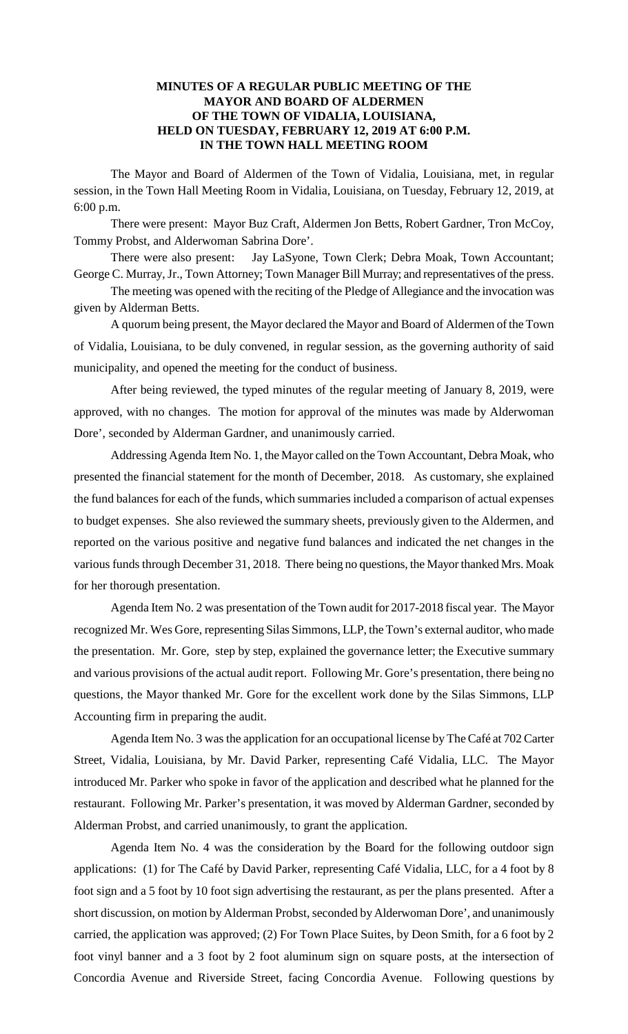**MINUTES OF A REGULAR PUBLIC MEETING OF THE MAYOR AND BOARD OF ALDERMEN OF THE TOWN OF VIDALIA, LOUISIANA, HELD ON TUESDAY, FEBRUARY 12, 2019 AT 6:00 P.M. IN THE TOWN HALL MEETING ROOM**

The Mayor and Board of Aldermen of the Town of Vidalia, Louisiana, met, in regular session, in the Town Hall Meeting Room in Vidalia, Louisiana, on Tuesday, February 12, 2019, at 6:00 p.m.

There were present: Mayor Buz Craft, Aldermen Jon Betts, Robert Gardner, Tron McCoy, Tommy Probst, and Alderwoman Sabrina Dore'.

There were also present: Jay LaSyone, Town Clerk; Debra Moak, Town Accountant; George C. Murray, Jr., Town Attorney; Town Manager Bill Murray; and representatives of the press.

The meeting was opened with the reciting of the Pledge of Allegiance and the invocation was given by Alderman Betts.

A quorum being present, the Mayor declared the Mayor and Board of Aldermen of the Town of Vidalia, Louisiana, to be duly convened, in regular session, as the governing authority of said municipality, and opened the meeting for the conduct of business.

After being reviewed, the typed minutes of the regular meeting of January 8, 2019, were approved, with no changes. The motion for approval of the minutes was made by Alderwoman Dore', seconded by Alderman Gardner, and unanimously carried.

Addressing Agenda Item No. 1, the Mayor called on the Town Accountant, Debra Moak, who presented the financial statement for the month of December, 2018. As customary, she explained the fund balances for each of the funds, which summaries included a comparison of actual expenses to budget expenses. She also reviewed the summary sheets, previously given to the Aldermen, and reported on the various positive and negative fund balances and indicated the net changes in the various funds through December 31, 2018. There being no questions, the Mayor thanked Mrs. Moak for her thorough presentation.

Agenda Item No. 2 was presentation of the Town audit for 2017-2018 fiscal year. The Mayor recognized Mr. Wes Gore, representing Silas Simmons, LLP, the Town's external auditor, who made the presentation. Mr. Gore, step by step, explained the governance letter; the Executive summary and various provisions of the actual audit report. Following Mr. Gore's presentation, there being no questions, the Mayor thanked Mr. Gore for the excellent work done by the Silas Simmons, LLP Accounting firm in preparing the audit.

Agenda Item No. 3 was the application for an occupational license by The Café at 702 Carter Street, Vidalia, Louisiana, by Mr. David Parker, representing Café Vidalia, LLC. The Mayor introduced Mr. Parker who spoke in favor of the application and described what he planned for the restaurant. Following Mr. Parker's presentation, it was moved by Alderman Gardner, seconded by Alderman Probst, and carried unanimously, to grant the application.

Agenda Item No. 4 was the consideration by the Board for the following outdoor sign applications: (1) for The Café by David Parker, representing Café Vidalia, LLC, for a 4 foot by 8 foot sign and a 5 foot by 10 foot sign advertising the restaurant, as per the plans presented. After a short discussion, on motion by Alderman Probst, seconded by Alderwoman Dore', and unanimously carried, the application was approved; (2) For Town Place Suites, by Deon Smith, for a 6 foot by 2 foot vinyl banner and a 3 foot by 2 foot aluminum sign on square posts, at the intersection of Concordia Avenue and Riverside Street, facing Concordia Avenue. Following questions by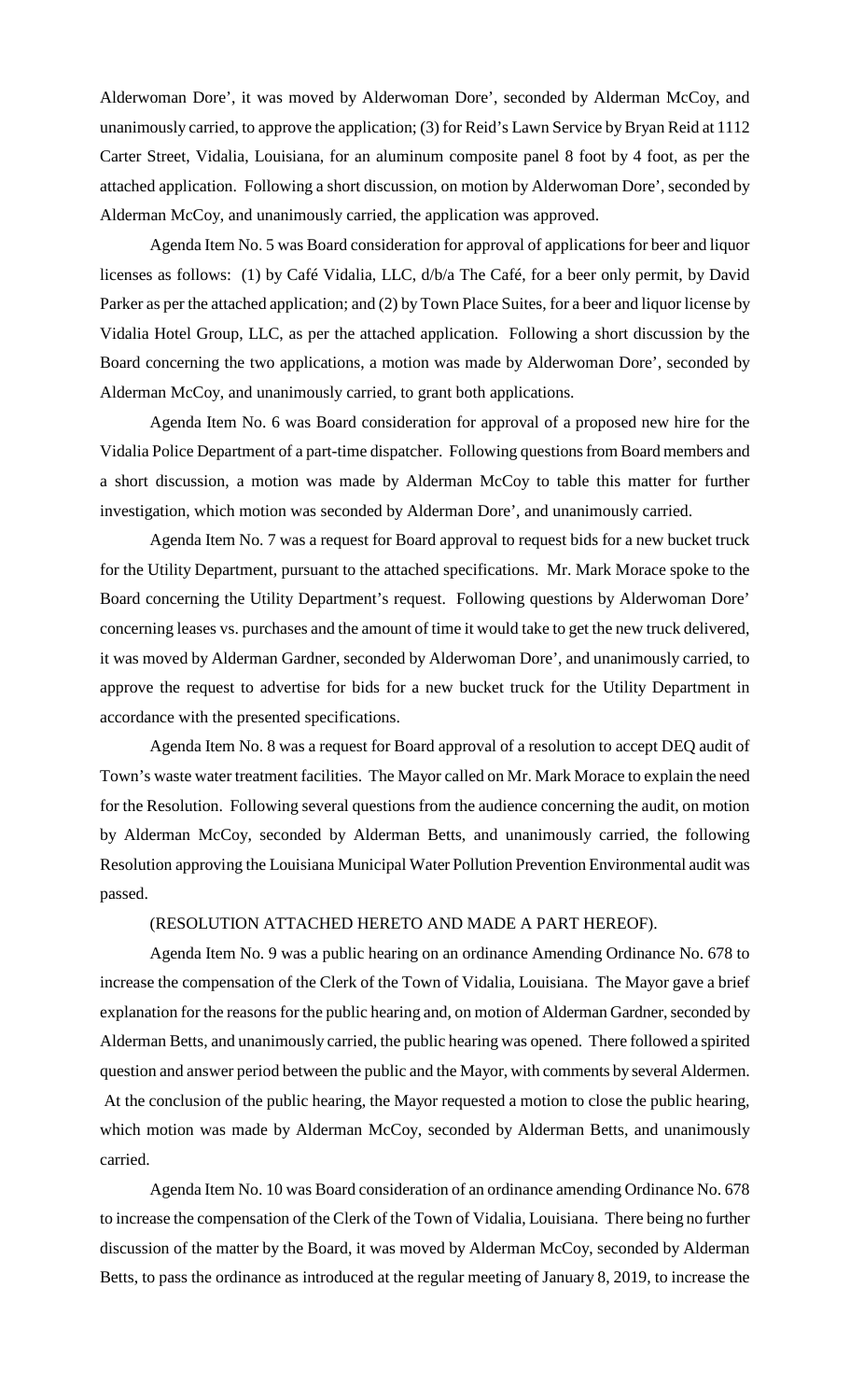Alderwoman Dore', it was moved by Alderwoman Dore', seconded by Alderman McCoy, and unanimously carried, to approve the application; (3) for Reid's Lawn Service by Bryan Reid at 1112 Carter Street, Vidalia, Louisiana, for an aluminum composite panel 8 foot by 4 foot, as per the attached application. Following a short discussion, on motion by Alderwoman Dore', seconded by Alderman McCoy, and unanimously carried, the application was approved.

Agenda Item No. 5 was Board consideration for approval of applications for beer and liquor licenses as follows: (1) by Café Vidalia, LLC, d/b/a The Café, for a beer only permit, by David Parker as per the attached application; and (2) by Town Place Suites, for a beer and liquor license by Vidalia Hotel Group, LLC, as per the attached application. Following a short discussion by the Board concerning the two applications, a motion was made by Alderwoman Dore', seconded by Alderman McCoy, and unanimously carried, to grant both applications.

Agenda Item No. 6 was Board consideration for approval of a proposed new hire for the Vidalia Police Department of a part-time dispatcher. Following questions from Board members and a short discussion, a motion was made by Alderman McCoy to table this matter for further investigation, which motion was seconded by Alderman Dore', and unanimously carried.

Agenda Item No. 7 was a request for Board approval to request bids for a new bucket truck for the Utility Department, pursuant to the attached specifications. Mr. Mark Morace spoke to the Board concerning the Utility Department's request. Following questions by Alderwoman Dore' concerning leases vs. purchases and the amount of time it would take to get the new truck delivered, it was moved by Alderman Gardner, seconded by Alderwoman Dore', and unanimously carried, to approve the request to advertise for bids for a new bucket truck for the Utility Department in accordance with the presented specifications.

Agenda Item No. 8 was a request for Board approval of a resolution to accept DEQ audit of Town's waste water treatment facilities. The Mayor called on Mr. Mark Morace to explain the need for the Resolution. Following several questions from the audience concerning the audit, on motion by Alderman McCoy, seconded by Alderman Betts, and unanimously carried, the following Resolution approving the Louisiana Municipal Water Pollution Prevention Environmental audit was passed.

(RESOLUTION ATTACHED HERETO AND MADE A PART HEREOF).

Agenda Item No. 9 was a public hearing on an ordinance Amending Ordinance No. 678 to increase the compensation of the Clerk of the Town of Vidalia, Louisiana. The Mayor gave a brief explanation for the reasons for the public hearing and, on motion of Alderman Gardner, seconded by Alderman Betts, and unanimously carried, the public hearing was opened. There followed a spirited question and answer period between the public and the Mayor, with comments by several Aldermen. At the conclusion of the public hearing, the Mayor requested a motion to close the public hearing, which motion was made by Alderman McCoy, seconded by Alderman Betts, and unanimously carried.

Agenda Item No. 10 was Board consideration of an ordinance amending Ordinance No. 678 to increase the compensation of the Clerk of the Town of Vidalia, Louisiana. There being no further discussion of the matter by the Board, it was moved by Alderman McCoy, seconded by Alderman Betts, to pass the ordinance as introduced at the regular meeting of January 8, 2019, to increase the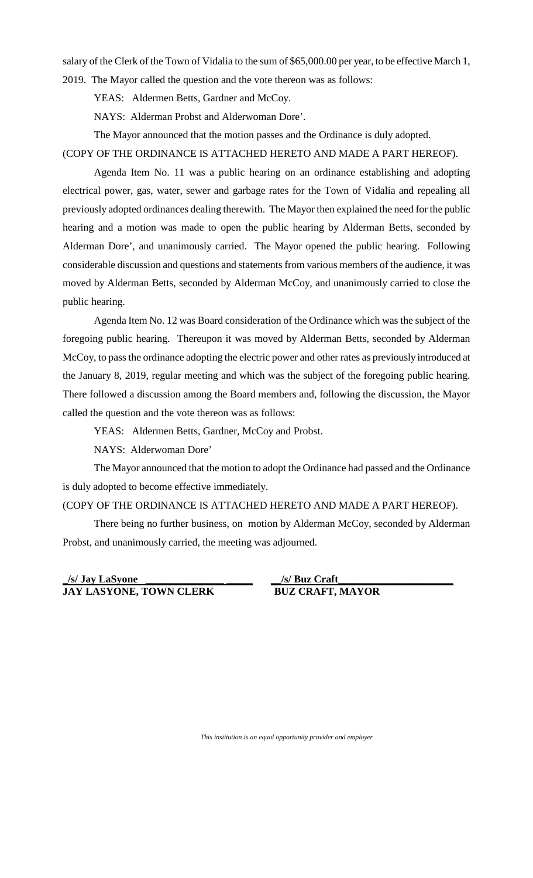salary of the Clerk of the Town of Vidalia to the sum of $65,000.00 per year, to be effective March 1, 2019. The Mayor called the question and the vote thereon was as follows:

YEAS: Aldermen Betts, Gardner and McCoy.

NAYS: Alderman Probst and Alderwoman Dore'.

The Mayor announced that the motion passes and the Ordinance is duly adopted.

(COPY OF THE ORDINANCE IS ATTACHED HERETO AND MADE A PART HEREOF).

Agenda Item No. 11 was a public hearing on an ordinance establishing and adopting electrical power, gas, water, sewer and garbage rates for the Town of Vidalia and repealing all previously adopted ordinances dealing therewith. The Mayor then explained the need for the public hearing and a motion was made to open the public hearing by Alderman Betts, seconded by Alderman Dore', and unanimously carried. The Mayor opened the public hearing. Following considerable discussion and questions and statements from various members of the audience, it was moved by Alderman Betts, seconded by Alderman McCoy, and unanimously carried to close the public hearing.

Agenda Item No. 12 was Board consideration of the Ordinance which was the subject of the foregoing public hearing. Thereupon it was moved by Alderman Betts, seconded by Alderman McCoy, to pass the ordinance adopting the electric power and other rates as previously introduced at the January 8, 2019, regular meeting and which was the subject of the foregoing public hearing. There followed a discussion among the Board members and, following the discussion, the Mayor called the question and the vote thereon was as follows:

YEAS: Aldermen Betts, Gardner, McCoy and Probst.

NAYS: Alderwoman Dore'

The Mayor announced that the motion to adopt the Ordinance had passed and the Ordinance is duly adopted to become effective immediately.

(COPY OF THE ORDINANCE IS ATTACHED HERETO AND MADE A PART HEREOF).

There being no further business, on motion by Alderman McCoy, seconded by Alderman Probst, and unanimously carried, the meeting was adjourned.

**/s/ Jay LaSyone**
**JAY LASYONE, TOWN CLERK**

**/s/ Buz Craft**
**BUZ CRAFT, MAYOR**

*This institution is an equal opportunity provider and employer*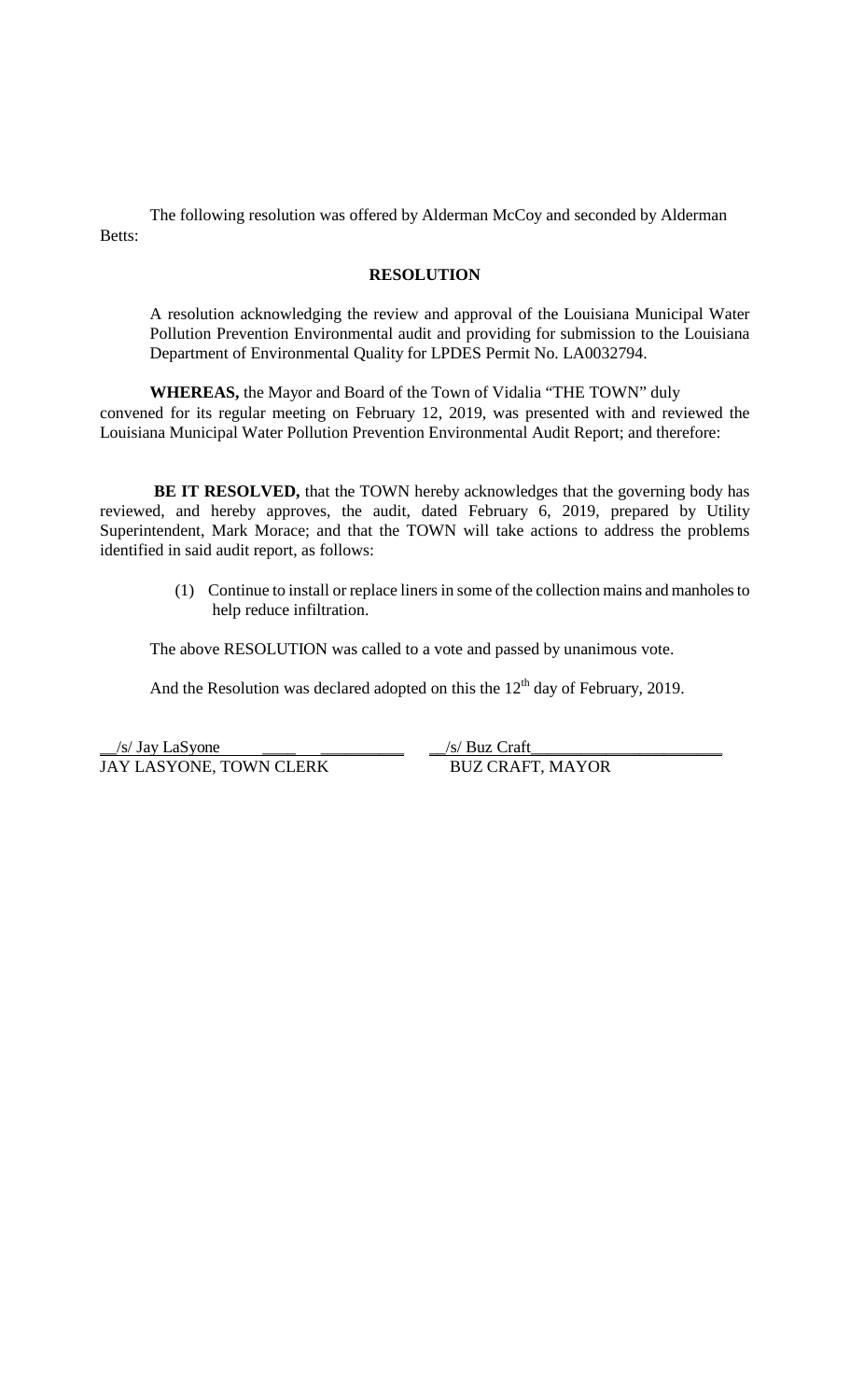The following resolution was offered by Alderman McCoy and seconded by Alderman Betts:

**RESOLUTION**

A resolution acknowledging the review and approval of the Louisiana Municipal Water Pollution Prevention Environmental audit and providing for submission to the Louisiana Department of Environmental Quality for LPDES Permit No. LA0032794.

**WHEREAS,** the Mayor and Board of the Town of Vidalia "THE TOWN" duly convened for its regular meeting on February 12, 2019, was presented with and reviewed the Louisiana Municipal Water Pollution Prevention Environmental Audit Report; and therefore:

**BE IT RESOLVED,** that the TOWN hereby acknowledges that the governing body has reviewed, and hereby approves, the audit, dated February 6, 2019, prepared by Utility Superintendent, Mark Morace; and that the TOWN will take actions to address the problems identified in said audit report, as follows:

(1) Continue to install or replace liners in some of the collection mains and manholes to help reduce infiltration.

The above RESOLUTION was called to a vote and passed by unanimous vote.

And the Resolution was declared adopted on this the 12th day of February, 2019.

__/s/ Jay LaSyone____________________ __/s/ Buz Craft______________________

JAY LASYONE, TOWN CLERK BUZ CRAFT, MAYOR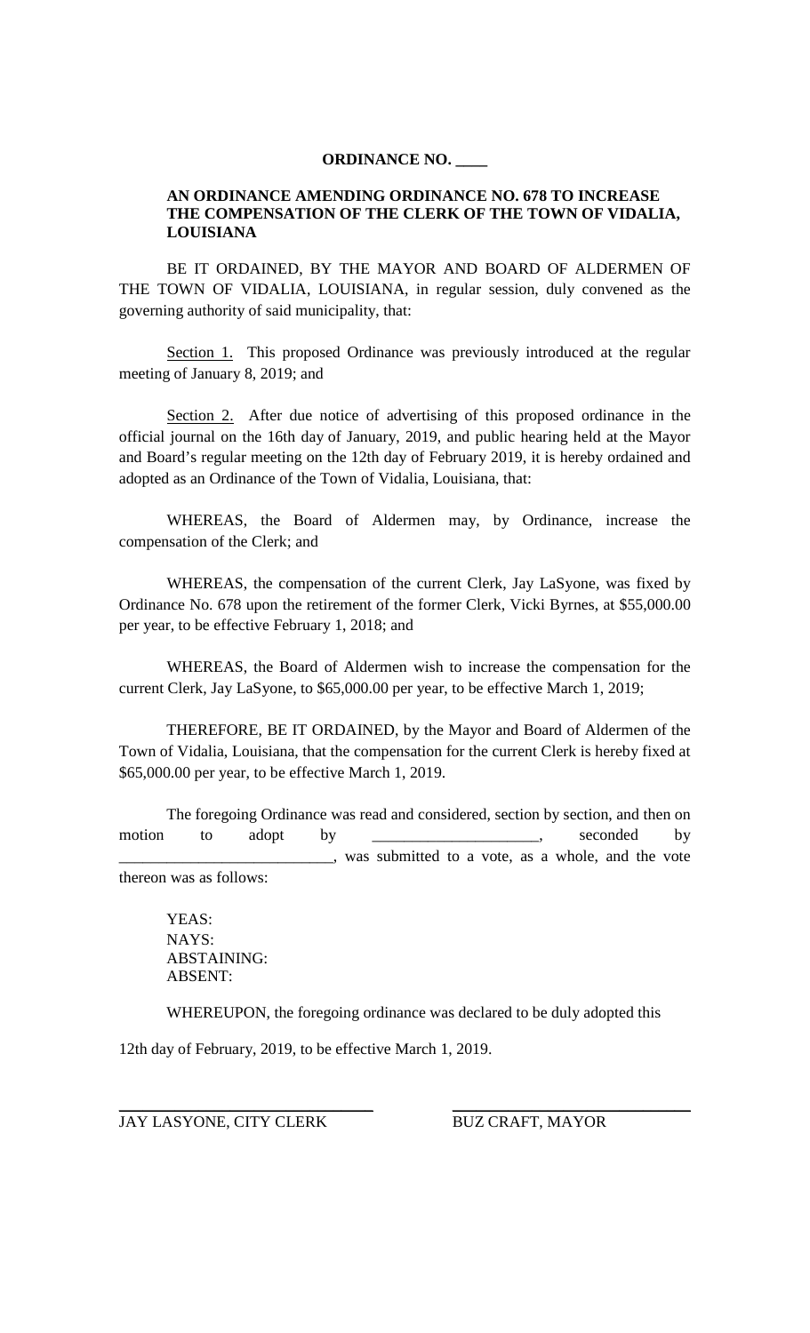**ORDINANCE NO. ____**

**AN ORDINANCE AMENDING ORDINANCE NO. 678 TO INCREASE THE COMPENSATION OF THE CLERK OF THE TOWN OF VIDALIA, LOUISIANA**

BE IT ORDAINED, BY THE MAYOR AND BOARD OF ALDERMEN OF THE TOWN OF VIDALIA, LOUISIANA, in regular session, duly convened as the governing authority of said municipality, that:

Section 1. This proposed Ordinance was previously introduced at the regular meeting of January 8, 2019; and

Section 2. After due notice of advertising of this proposed ordinance in the official journal on the 16th day of January, 2019, and public hearing held at the Mayor and Board's regular meeting on the 12th day of February 2019, it is hereby ordained and adopted as an Ordinance of the Town of Vidalia, Louisiana, that:

WHEREAS, the Board of Aldermen may, by Ordinance, increase the compensation of the Clerk; and

WHEREAS, the compensation of the current Clerk, Jay LaSyone, was fixed by Ordinance No. 678 upon the retirement of the former Clerk, Vicki Byrnes, at $55,000.00 per year, to be effective February 1, 2018; and

WHEREAS, the Board of Aldermen wish to increase the compensation for the current Clerk, Jay LaSyone, to $65,000.00 per year, to be effective March 1, 2019;

THEREFORE, BE IT ORDAINED, by the Mayor and Board of Aldermen of the Town of Vidalia, Louisiana, that the compensation for the current Clerk is hereby fixed at $65,000.00 per year, to be effective March 1, 2019.

The foregoing Ordinance was read and considered, section by section, and then on motion to adopt by _____________________, seconded by __________________________, was submitted to a vote, as a whole, and the vote thereon was as follows:

YEAS:
NAYS:
ABSTAINING:
ABSENT:

WHEREUPON, the foregoing ordinance was declared to be duly adopted this 12th day of February, 2019, to be effective March 1, 2019.

______________________________
JAY LASYONE, CITY CLERK

______________________________
BUZ CRAFT, MAYOR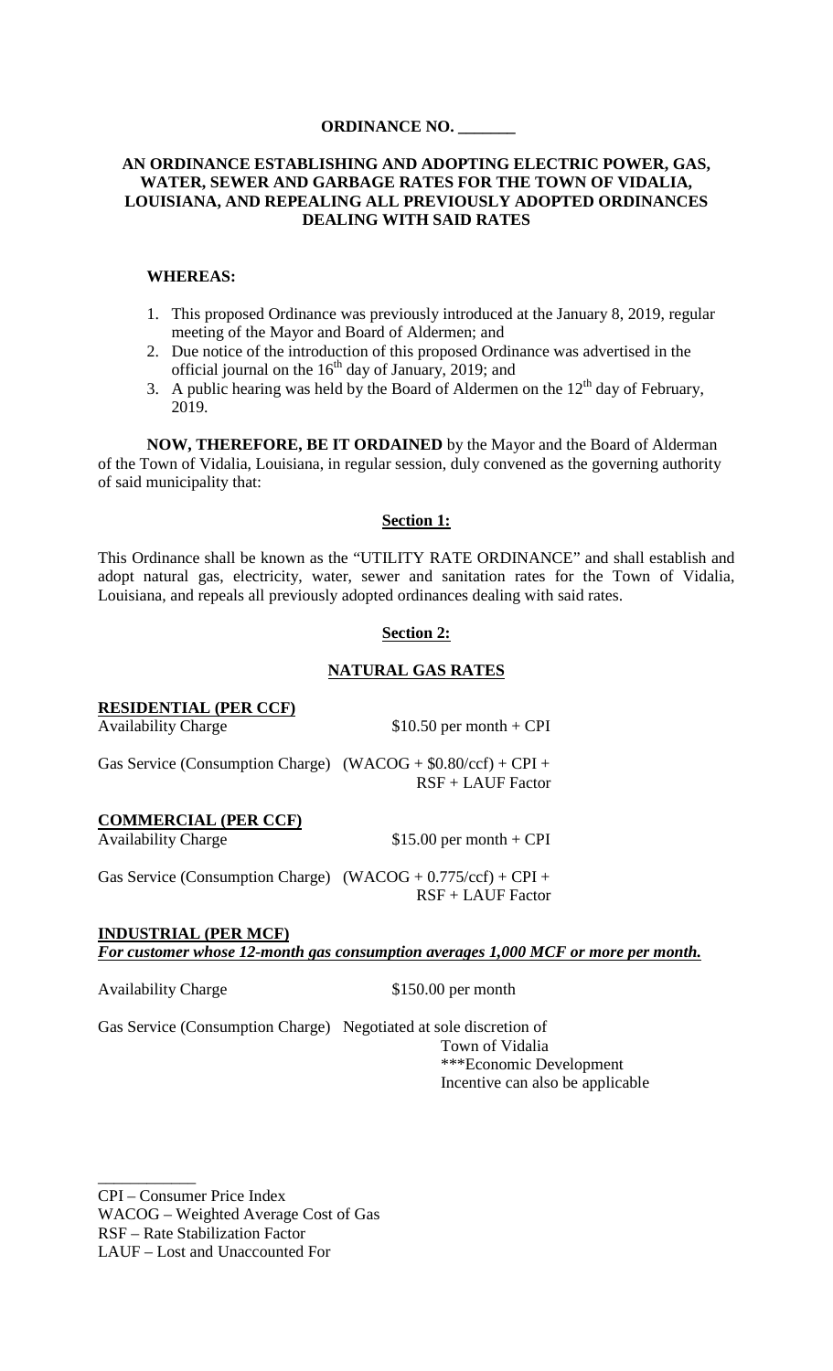**ORDINANCE NO. _______**

**AN ORDINANCE ESTABLISHING AND ADOPTING ELECTRIC POWER, GAS, WATER, SEWER AND GARBAGE RATES FOR THE TOWN OF VIDALIA, LOUISIANA, AND REPEALING ALL PREVIOUSLY ADOPTED ORDINANCES DEALING WITH SAID RATES**

**WHEREAS:**

1. This proposed Ordinance was previously introduced at the January 8, 2019, regular meeting of the Mayor and Board of Aldermen; and
2. Due notice of the introduction of this proposed Ordinance was advertised in the official journal on the 16th day of January, 2019; and
3. A public hearing was held by the Board of Aldermen on the 12th day of February, 2019.

**NOW, THEREFORE, BE IT ORDAINED** by the Mayor and the Board of Alderman of the Town of Vidalia, Louisiana, in regular session, duly convened as the governing authority of said municipality that:

**Section 1:**

This Ordinance shall be known as the "UTILITY RATE ORDINANCE" and shall establish and adopt natural gas, electricity, water, sewer and sanitation rates for the Town of Vidalia, Louisiana, and repeals all previously adopted ordinances dealing with said rates.

**Section 2:**

**NATURAL GAS RATES**

**RESIDENTIAL (PER CCF)**

Availability Charge — $10.50 per month + CPI

Gas Service (Consumption Charge) — (WACOG + $0.80/ccf) + CPI + RSF + LAUF Factor

**COMMERCIAL (PER CCF)**

Availability Charge — $15.00 per month + CPI

Gas Service (Consumption Charge) — (WACOG + 0.775/ccf) + CPI + RSF + LAUF Factor

**INDUSTRIAL (PER MCF)**

***For customer whose 12-month gas consumption averages 1,000 MCF or more per month.***

Availability Charge — $150.00 per month

Gas Service (Consumption Charge) — Negotiated at sole discretion of Town of Vidalia ***Economic Development Incentive can also be applicable

___________

CPI – Consumer Price Index
WACOG – Weighted Average Cost of Gas
RSF – Rate Stabilization Factor
LAUF – Lost and Unaccounted For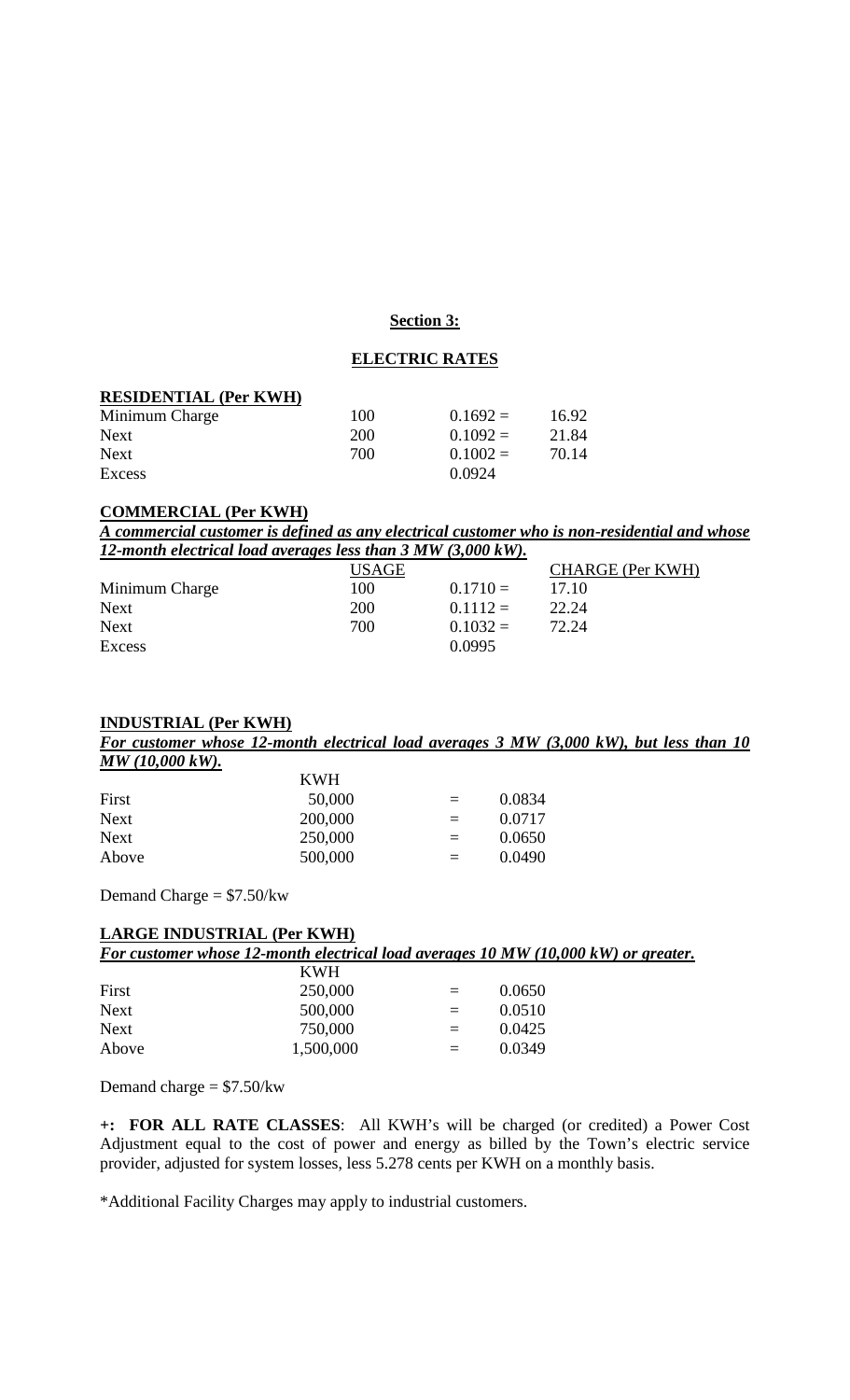**Section 3:**

**ELECTRIC RATES**

**RESIDENTIAL (Per KWH)**

| | | | |
|---|---|---|---|
| Minimum Charge | 100 | 0.1692 = | 16.92 |
| Next | 200 | 0.1092 = | 21.84 |
| Next | 700 | 0.1002 = | 70.14 |
| Excess | | 0.0924 | |

**COMMERCIAL (Per KWH)**

***A commercial customer is defined as any electrical customer who is non-residential and whose 12-month electrical load averages less than 3 MW (3,000 kW).***

| | USAGE | | CHARGE (Per KWH) |
|---|---|---|---|
| Minimum Charge | 100 | 0.1710 = | 17.10 |
| Next | 200 | 0.1112 = | 22.24 |
| Next | 700 | 0.1032 = | 72.24 |
| Excess | | 0.0995 | |

**INDUSTRIAL (Per KWH)**

***For customer whose 12-month electrical load averages 3 MW (3,000 kW), but less than 10 MW (10,000 kW).***

| | KWH | | |
|---|---|---|---|
| First | 50,000 | = | 0.0834 |
| Next | 200,000 | = | 0.0717 |
| Next | 250,000 | = | 0.0650 |
| Above | 500,000 | = | 0.0490 |

Demand Charge = $7.50/kw

**LARGE INDUSTRIAL (Per KWH)**

***For customer whose 12-month electrical load averages 10 MW (10,000 kW) or greater.***

| | KWH | | |
|---|---|---|---|
| First | 250,000 | = | 0.0650 |
| Next | 500,000 | = | 0.0510 |
| Next | 750,000 | = | 0.0425 |
| Above | 1,500,000 | = | 0.0349 |

Demand charge = $7.50/kw

**+: FOR ALL RATE CLASSES**: All KWH's will be charged (or credited) a Power Cost Adjustment equal to the cost of power and energy as billed by the Town's electric service provider, adjusted for system losses, less 5.278 cents per KWH on a monthly basis.

*Additional Facility Charges may apply to industrial customers.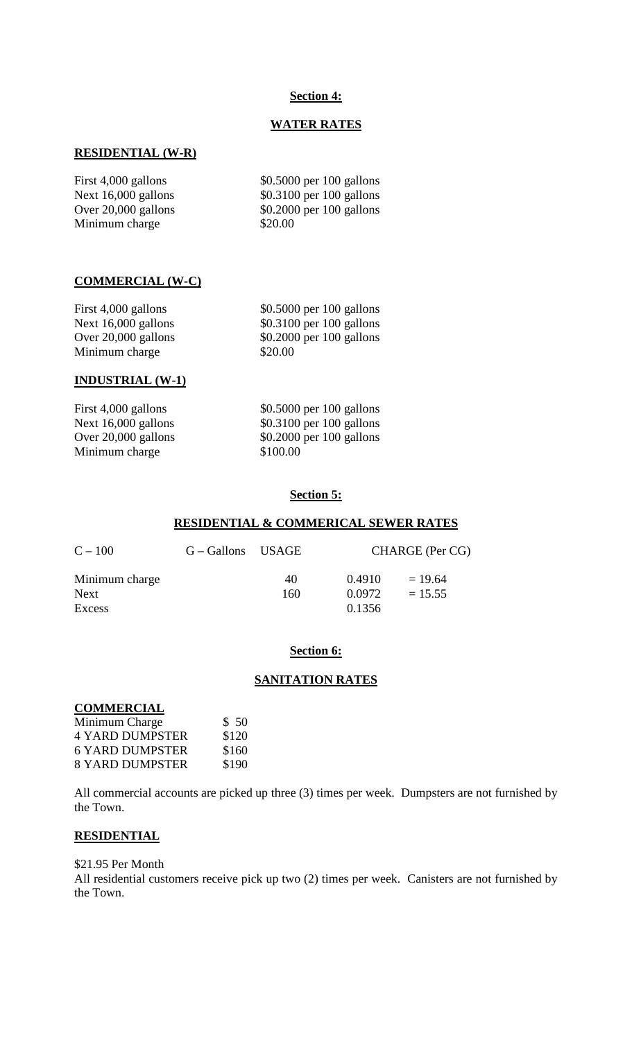## Section 4:

## WATER RATES

### RESIDENTIAL (W-R)

| | |
|---|---|
| First 4,000 gallons | $0.5000 per 100 gallons |
| Next 16,000 gallons | $0.3100 per 100 gallons |
| Over 20,000 gallons | $0.2000 per 100 gallons |
| Minimum charge | $20.00 |

### COMMERCIAL (W-C)

| | |
|---|---|
| First 4,000 gallons | $0.5000 per 100 gallons |
| Next 16,000 gallons | $0.3100 per 100 gallons |
| Over 20,000 gallons | $0.2000 per 100 gallons |
| Minimum charge | $20.00 |

### INDUSTRIAL (W-1)

| | |
|---|---|
| First 4,000 gallons | $0.5000 per 100 gallons |
| Next 16,000 gallons | $0.3100 per 100 gallons |
| Over 20,000 gallons | $0.2000 per 100 gallons |
| Minimum charge | $100.00 |

## Section 5:

## RESIDENTIAL & COMMERICAL SEWER RATES

| C – 100 | G – Gallons | USAGE | CHARGE (Per CG) | |
|---|---|---|---|---|
| Minimum charge | | 40 | 0.4910 | = 19.64 |
| Next | | 160 | 0.0972 | = 15.55 |
| Excess | | | 0.1356 | |

## Section 6:

## SANITATION RATES

### COMMERCIAL

| | |
|---|---|
| Minimum Charge | $ 50 |
| 4 YARD DUMPSTER | $120 |
| 6 YARD DUMPSTER | $160 |
| 8 YARD DUMPSTER | $190 |

All commercial accounts are picked up three (3) times per week. Dumpsters are not furnished by the Town.

### RESIDENTIAL

$21.95 Per Month

All residential customers receive pick up two (2) times per week. Canisters are not furnished by the Town.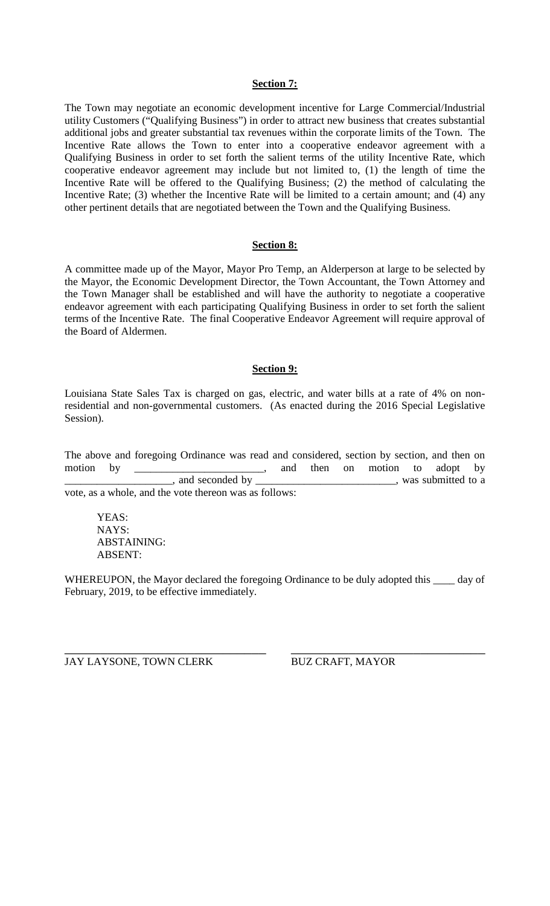**Section 7:**

The Town may negotiate an economic development incentive for Large Commercial/Industrial utility Customers ("Qualifying Business") in order to attract new business that creates substantial additional jobs and greater substantial tax revenues within the corporate limits of the Town. The Incentive Rate allows the Town to enter into a cooperative endeavor agreement with a Qualifying Business in order to set forth the salient terms of the utility Incentive Rate, which cooperative endeavor agreement may include but not limited to, (1) the length of time the Incentive Rate will be offered to the Qualifying Business; (2) the method of calculating the Incentive Rate; (3) whether the Incentive Rate will be limited to a certain amount; and (4) any other pertinent details that are negotiated between the Town and the Qualifying Business.

**Section 8:**

A committee made up of the Mayor, Mayor Pro Temp, an Alderperson at large to be selected by the Mayor, the Economic Development Director, the Town Accountant, the Town Attorney and the Town Manager shall be established and will have the authority to negotiate a cooperative endeavor agreement with each participating Qualifying Business in order to set forth the salient terms of the Incentive Rate. The final Cooperative Endeavor Agreement will require approval of the Board of Aldermen.

**Section 9:**

Louisiana State Sales Tax is charged on gas, electric, and water bills at a rate of 4% on non-residential and non-governmental customers. (As enacted during the 2016 Special Legislative Session).

The above and foregoing Ordinance was read and considered, section by section, and then on motion by ________________________, and then on motion to adopt by ____________________, and seconded by __________________________, was submitted to a vote, as a whole, and the vote thereon was as follows:

YEAS:
NAYS:
ABSTAINING:
ABSENT:

WHEREUPON, the Mayor declared the foregoing Ordinance to be duly adopted this ____ day of February, 2019, to be effective immediately.

JAY LAYSONE, TOWN CLERK

BUZ CRAFT, MAYOR